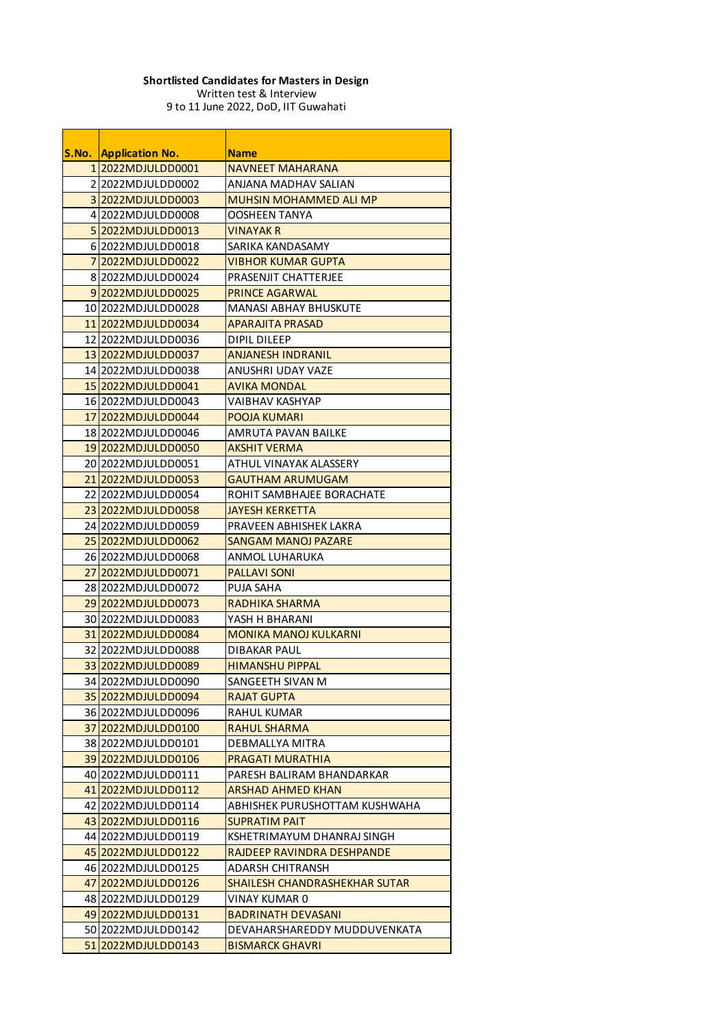**Shortlisted Candidates for Masters in Design**

Written test & Interview

9 to 11 June 2022, DoD, IIT Guwahati

| S.No. | Application No. | Name |
|---|---|---|
| 1 | 2022MDJULDD0001 | NAVNEET MAHARANA |
| 2 | 2022MDJULDD0002 | ANJANA MADHAV SALIAN |
| 3 | 2022MDJULDD0003 | MUHSIN MOHAMMED ALI MP |
| 4 | 2022MDJULDD0008 | OOSHEEN TANYA |
| 5 | 2022MDJULDD0013 | VINAYAK R |
| 6 | 2022MDJULDD0018 | SARIKA KANDASAMY |
| 7 | 2022MDJULDD0022 | VIBHOR KUMAR GUPTA |
| 8 | 2022MDJULDD0024 | PRASENJIT CHATTERJEE |
| 9 | 2022MDJULDD0025 | PRINCE AGARWAL |
| 10 | 2022MDJULDD0028 | MANASI ABHAY BHUSKUTE |
| 11 | 2022MDJULDD0034 | APARAJITA PRASAD |
| 12 | 2022MDJULDD0036 | DIPIL DILEEP |
| 13 | 2022MDJULDD0037 | ANJANESH INDRANIL |
| 14 | 2022MDJULDD0038 | ANUSHRI UDAY VAZE |
| 15 | 2022MDJULDD0041 | AVIKA MONDAL |
| 16 | 2022MDJULDD0043 | VAIBHAV KASHYAP |
| 17 | 2022MDJULDD0044 | POOJA KUMARI |
| 18 | 2022MDJULDD0046 | AMRUTA PAVAN BAILKE |
| 19 | 2022MDJULDD0050 | AKSHIT VERMA |
| 20 | 2022MDJULDD0051 | ATHUL VINAYAK ALASSERY |
| 21 | 2022MDJULDD0053 | GAUTHAM ARUMUGAM |
| 22 | 2022MDJULDD0054 | ROHIT SAMBHAJEE BORACHATE |
| 23 | 2022MDJULDD0058 | JAYESH KERKETTA |
| 24 | 2022MDJULDD0059 | PRAVEEN ABHISHEK LAKRA |
| 25 | 2022MDJULDD0062 | SANGAM MANOJ PAZARE |
| 26 | 2022MDJULDD0068 | ANMOL LUHARUKA |
| 27 | 2022MDJULDD0071 | PALLAVI SONI |
| 28 | 2022MDJULDD0072 | PUJA SAHA |
| 29 | 2022MDJULDD0073 | RADHIKA SHARMA |
| 30 | 2022MDJULDD0083 | YASH H BHARANI |
| 31 | 2022MDJULDD0084 | MONIKA MANOJ KULKARNI |
| 32 | 2022MDJULDD0088 | DIBAKAR PAUL |
| 33 | 2022MDJULDD0089 | HIMANSHU PIPPAL |
| 34 | 2022MDJULDD0090 | SANGEETH SIVAN M |
| 35 | 2022MDJULDD0094 | RAJAT GUPTA |
| 36 | 2022MDJULDD0096 | RAHUL KUMAR |
| 37 | 2022MDJULDD0100 | RAHUL SHARMA |
| 38 | 2022MDJULDD0101 | DEBMALLYA MITRA |
| 39 | 2022MDJULDD0106 | PRAGATI MURATHIA |
| 40 | 2022MDJULDD0111 | PARESH BALIRAM BHANDARKAR |
| 41 | 2022MDJULDD0112 | ARSHAD AHMED KHAN |
| 42 | 2022MDJULDD0114 | ABHISHEK PURUSHOTTAM KUSHWAHA |
| 43 | 2022MDJULDD0116 | SUPRATIM PAIT |
| 44 | 2022MDJULDD0119 | KSHETRIMAYUM DHANRAJ SINGH |
| 45 | 2022MDJULDD0122 | RAJDEEP RAVINDRA DESHPANDE |
| 46 | 2022MDJULDD0125 | ADARSH CHITRANSH |
| 47 | 2022MDJULDD0126 | SHAILESH CHANDRASHEKHAR SUTAR |
| 48 | 2022MDJULDD0129 | VINAY KUMAR 0 |
| 49 | 2022MDJULDD0131 | BADRINATH DEVASANI |
| 50 | 2022MDJULDD0142 | DEVAHARSHAREDDY MUDDUVENKATA |
| 51 | 2022MDJULDD0143 | BISMARCK GHAVRI |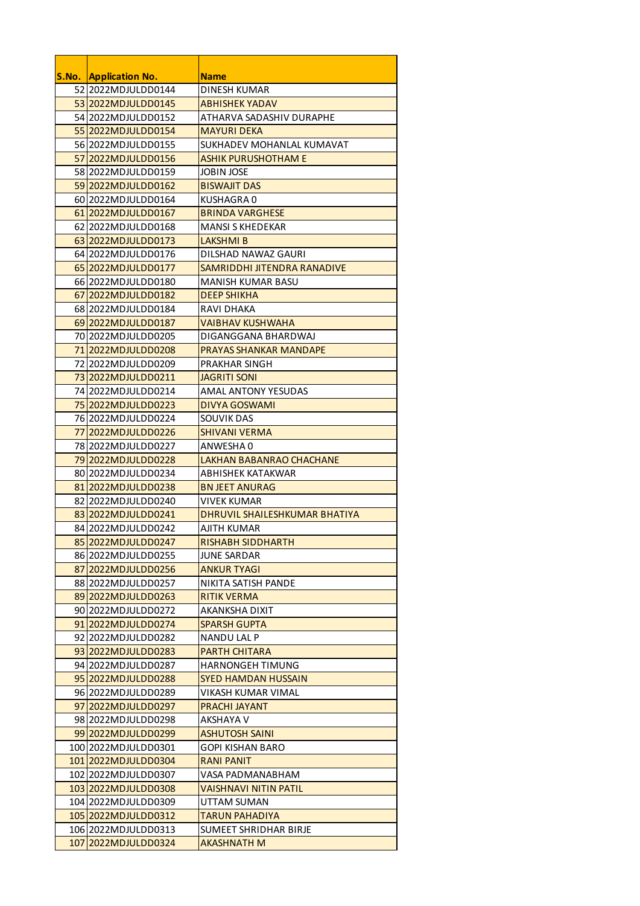| S.No. | Application No. | Name |
|---|---|---|
| 52 | 2022MDJULDD0144 | DINESH KUMAR |
| 53 | 2022MDJULDD0145 | ABHISHEK YADAV |
| 54 | 2022MDJULDD0152 | ATHARVA SADASHIV DURAPHE |
| 55 | 2022MDJULDD0154 | MAYURI DEKA |
| 56 | 2022MDJULDD0155 | SUKHADEV MOHANLAL KUMAVAT |
| 57 | 2022MDJULDD0156 | ASHIK PURUSHOTHAM E |
| 58 | 2022MDJULDD0159 | JOBIN JOSE |
| 59 | 2022MDJULDD0162 | BISWAJIT DAS |
| 60 | 2022MDJULDD0164 | KUSHAGRA 0 |
| 61 | 2022MDJULDD0167 | BRINDA VARGHESE |
| 62 | 2022MDJULDD0168 | MANSI S KHEDEKAR |
| 63 | 2022MDJULDD0173 | LAKSHMI B |
| 64 | 2022MDJULDD0176 | DILSHAD NAWAZ GAURI |
| 65 | 2022MDJULDD0177 | SAMRIDDHI JITENDRA RANADIVE |
| 66 | 2022MDJULDD0180 | MANISH KUMAR BASU |
| 67 | 2022MDJULDD0182 | DEEP SHIKHA |
| 68 | 2022MDJULDD0184 | RAVI DHAKA |
| 69 | 2022MDJULDD0187 | VAIBHAV KUSHWAHA |
| 70 | 2022MDJULDD0205 | DIGANGGANA BHARDWAJ |
| 71 | 2022MDJULDD0208 | PRAYAS SHANKAR MANDAPE |
| 72 | 2022MDJULDD0209 | PRAKHAR SINGH |
| 73 | 2022MDJULDD0211 | JAGRITI SONI |
| 74 | 2022MDJULDD0214 | AMAL ANTONY YESUDAS |
| 75 | 2022MDJULDD0223 | DIVYA GOSWAMI |
| 76 | 2022MDJULDD0224 | SOUVIK DAS |
| 77 | 2022MDJULDD0226 | SHIVANI VERMA |
| 78 | 2022MDJULDD0227 | ANWESHA 0 |
| 79 | 2022MDJULDD0228 | LAKHAN BABANRAO CHACHANE |
| 80 | 2022MDJULDD0234 | ABHISHEK KATAKWAR |
| 81 | 2022MDJULDD0238 | BN JEET ANURAG |
| 82 | 2022MDJULDD0240 | VIVEK KUMAR |
| 83 | 2022MDJULDD0241 | DHRUVIL SHAILESHKUMAR BHATIYA |
| 84 | 2022MDJULDD0242 | AJITH KUMAR |
| 85 | 2022MDJULDD0247 | RISHABH SIDDHARTH |
| 86 | 2022MDJULDD0255 | JUNE SARDAR |
| 87 | 2022MDJULDD0256 | ANKUR TYAGI |
| 88 | 2022MDJULDD0257 | NIKITA SATISH PANDE |
| 89 | 2022MDJULDD0263 | RITIK VERMA |
| 90 | 2022MDJULDD0272 | AKANKSHA DIXIT |
| 91 | 2022MDJULDD0274 | SPARSH GUPTA |
| 92 | 2022MDJULDD0282 | NANDU LAL P |
| 93 | 2022MDJULDD0283 | PARTH CHITARA |
| 94 | 2022MDJULDD0287 | HARNONGEH TIMUNG |
| 95 | 2022MDJULDD0288 | SYED HAMDAN HUSSAIN |
| 96 | 2022MDJULDD0289 | VIKASH KUMAR VIMAL |
| 97 | 2022MDJULDD0297 | PRACHI JAYANT |
| 98 | 2022MDJULDD0298 | AKSHAYA V |
| 99 | 2022MDJULDD0299 | ASHUTOSH SAINI |
| 100 | 2022MDJULDD0301 | GOPI KISHAN BARO |
| 101 | 2022MDJULDD0304 | RANI PANIT |
| 102 | 2022MDJULDD0307 | VASA PADMANABHAM |
| 103 | 2022MDJULDD0308 | VAISHNAVI NITIN PATIL |
| 104 | 2022MDJULDD0309 | UTTAM SUMAN |
| 105 | 2022MDJULDD0312 | TARUN PAHADIYA |
| 106 | 2022MDJULDD0313 | SUMEET SHRIDHAR BIRJE |
| 107 | 2022MDJULDD0324 | AKASHNATH M |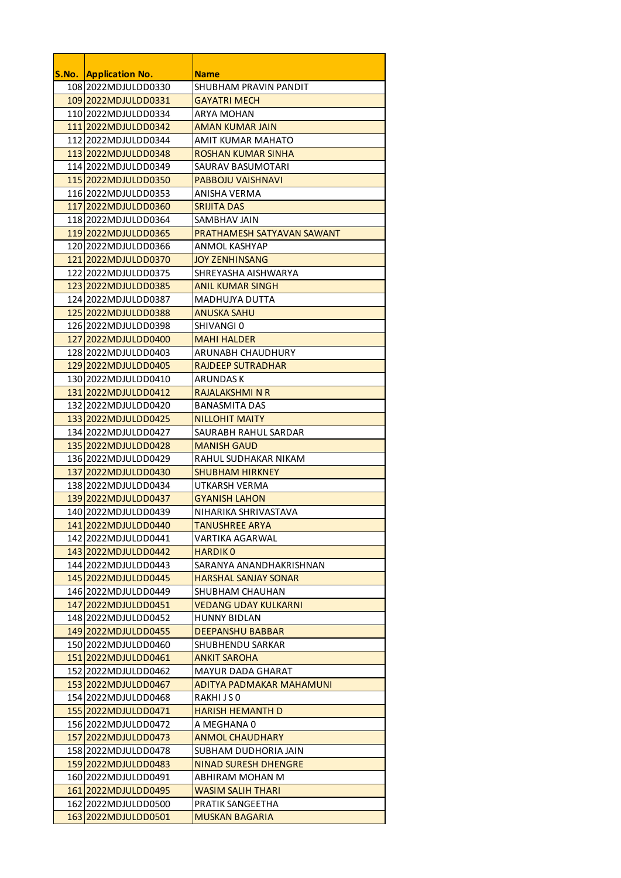| S.No. | Application No. | Name |
|---|---|---|
| 108 | 2022MDJULDD0330 | SHUBHAM PRAVIN PANDIT |
| 109 | 2022MDJULDD0331 | GAYATRI MECH |
| 110 | 2022MDJULDD0334 | ARYA MOHAN |
| 111 | 2022MDJULDD0342 | AMAN KUMAR JAIN |
| 112 | 2022MDJULDD0344 | AMIT KUMAR MAHATO |
| 113 | 2022MDJULDD0348 | ROSHAN KUMAR SINHA |
| 114 | 2022MDJULDD0349 | SAURAV BASUMOTARI |
| 115 | 2022MDJULDD0350 | PABBOJU VAISHNAVI |
| 116 | 2022MDJULDD0353 | ANISHA VERMA |
| 117 | 2022MDJULDD0360 | SRIJITA DAS |
| 118 | 2022MDJULDD0364 | SAMBHAV JAIN |
| 119 | 2022MDJULDD0365 | PRATHAMESH SATYAVAN SAWANT |
| 120 | 2022MDJULDD0366 | ANMOL KASHYAP |
| 121 | 2022MDJULDD0370 | JOY ZENHINSANG |
| 122 | 2022MDJULDD0375 | SHREYASHA AISHWARYA |
| 123 | 2022MDJULDD0385 | ANIL KUMAR SINGH |
| 124 | 2022MDJULDD0387 | MADHUJYA DUTTA |
| 125 | 2022MDJULDD0388 | ANUSKA SAHU |
| 126 | 2022MDJULDD0398 | SHIVANGI 0 |
| 127 | 2022MDJULDD0400 | MAHI HALDER |
| 128 | 2022MDJULDD0403 | ARUNABH CHAUDHURY |
| 129 | 2022MDJULDD0405 | RAJDEEP SUTRADHAR |
| 130 | 2022MDJULDD0410 | ARUNDAS K |
| 131 | 2022MDJULDD0412 | RAJALAKSHMI N R |
| 132 | 2022MDJULDD0420 | BANASMITA DAS |
| 133 | 2022MDJULDD0425 | NILLOHIT MAITY |
| 134 | 2022MDJULDD0427 | SAURABH RAHUL SARDAR |
| 135 | 2022MDJULDD0428 | MANISH GAUD |
| 136 | 2022MDJULDD0429 | RAHUL SUDHAKAR NIKAM |
| 137 | 2022MDJULDD0430 | SHUBHAM HIRKNEY |
| 138 | 2022MDJULDD0434 | UTKARSH VERMA |
| 139 | 2022MDJULDD0437 | GYANISH LAHON |
| 140 | 2022MDJULDD0439 | NIHARIKA SHRIVASTAVA |
| 141 | 2022MDJULDD0440 | TANUSHREE ARYA |
| 142 | 2022MDJULDD0441 | VARTIKA AGARWAL |
| 143 | 2022MDJULDD0442 | HARDIK 0 |
| 144 | 2022MDJULDD0443 | SARANYA ANANDHAKRISHNAN |
| 145 | 2022MDJULDD0445 | HARSHAL SANJAY SONAR |
| 146 | 2022MDJULDD0449 | SHUBHAM CHAUHAN |
| 147 | 2022MDJULDD0451 | VEDANG UDAY KULKARNI |
| 148 | 2022MDJULDD0452 | HUNNY BIDLAN |
| 149 | 2022MDJULDD0455 | DEEPANSHU BABBAR |
| 150 | 2022MDJULDD0460 | SHUBHENDU SARKAR |
| 151 | 2022MDJULDD0461 | ANKIT SAROHA |
| 152 | 2022MDJULDD0462 | MAYUR DADA GHARAT |
| 153 | 2022MDJULDD0467 | ADITYA PADMAKAR MAHAMUNI |
| 154 | 2022MDJULDD0468 | RAKHI J S 0 |
| 155 | 2022MDJULDD0471 | HARISH HEMANTH D |
| 156 | 2022MDJULDD0472 | A MEGHANA 0 |
| 157 | 2022MDJULDD0473 | ANMOL CHAUDHARY |
| 158 | 2022MDJULDD0478 | SUBHAM DUDHORIA JAIN |
| 159 | 2022MDJULDD0483 | NINAD SURESH DHENGRE |
| 160 | 2022MDJULDD0491 | ABHIRAM MOHAN M |
| 161 | 2022MDJULDD0495 | WASIM SALIH THARI |
| 162 | 2022MDJULDD0500 | PRATIK SANGEETHA |
| 163 | 2022MDJULDD0501 | MUSKAN BAGARIA |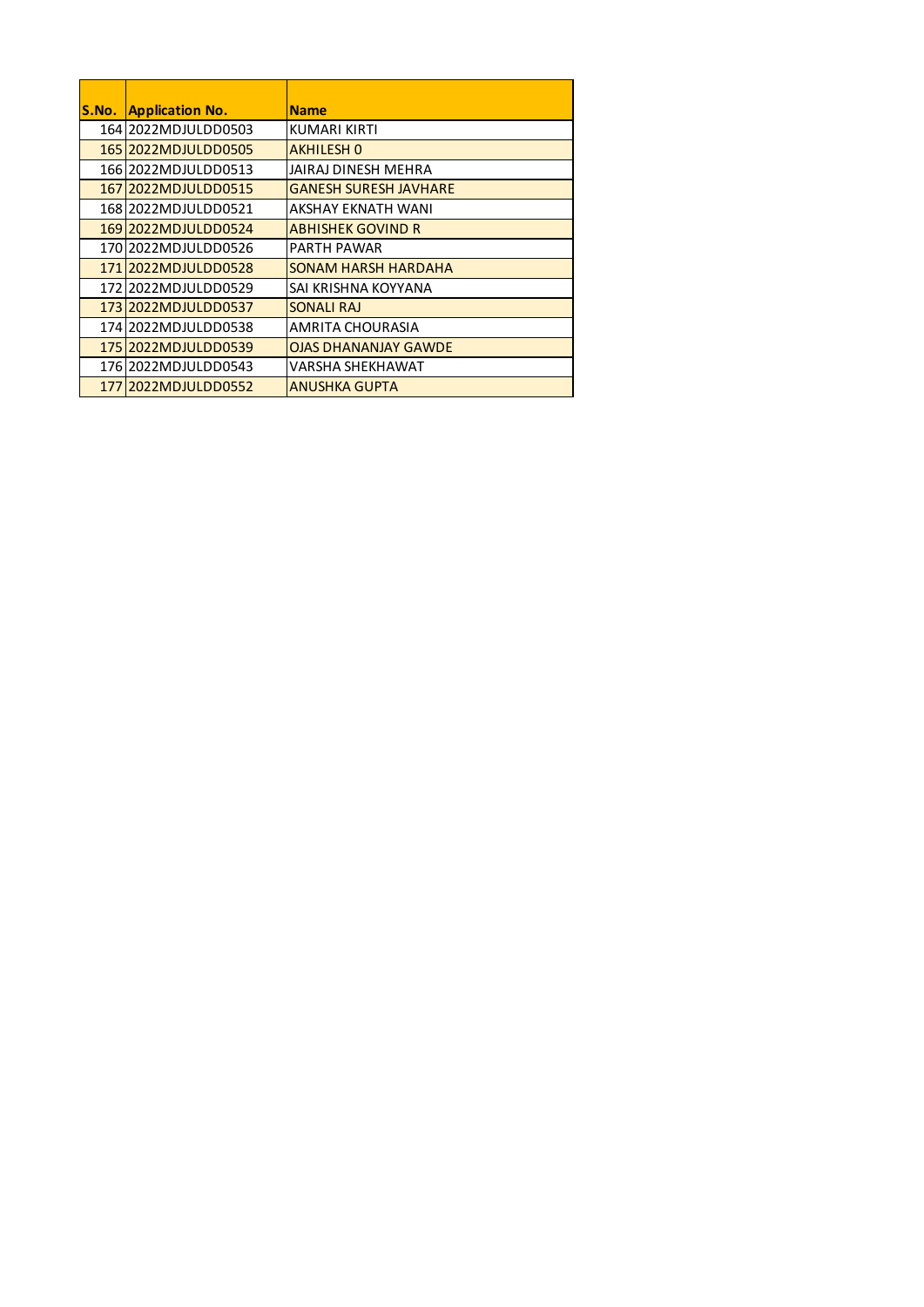| S.No. | Application No. | Name |
|---|---|---|
| 164 | 2022MDJULDD0503 | KUMARI KIRTI |
| 165 | 2022MDJULDD0505 | AKHILESH 0 |
| 166 | 2022MDJULDD0513 | JAIRAJ DINESH MEHRA |
| 167 | 2022MDJULDD0515 | GANESH SURESH JAVHARE |
| 168 | 2022MDJULDD0521 | AKSHAY EKNATH WANI |
| 169 | 2022MDJULDD0524 | ABHISHEK GOVIND R |
| 170 | 2022MDJULDD0526 | PARTH PAWAR |
| 171 | 2022MDJULDD0528 | SONAM HARSH HARDAHA |
| 172 | 2022MDJULDD0529 | SAI KRISHNA KOYYANA |
| 173 | 2022MDJULDD0537 | SONALI RAJ |
| 174 | 2022MDJULDD0538 | AMRITA CHOURASIA |
| 175 | 2022MDJULDD0539 | OJAS DHANANJAY GAWDE |
| 176 | 2022MDJULDD0543 | VARSHA SHEKHAWAT |
| 177 | 2022MDJULDD0552 | ANUSHKA GUPTA |